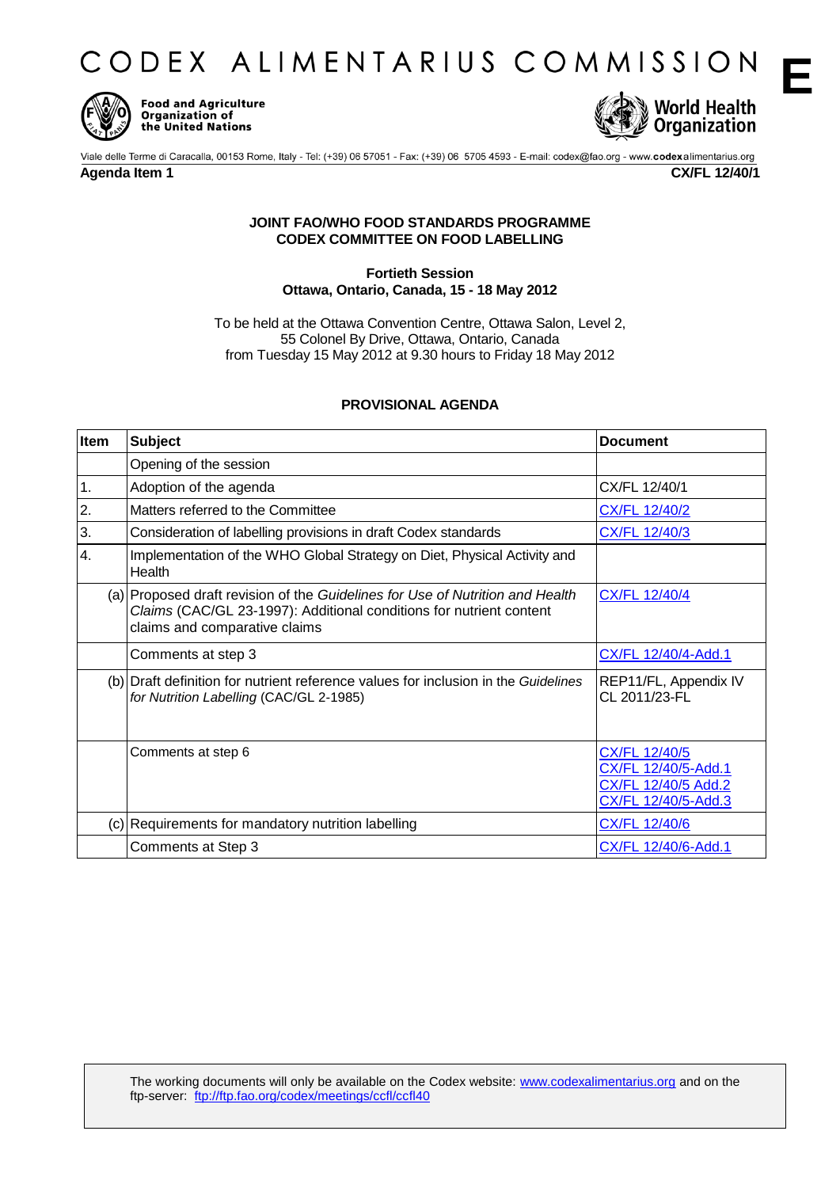# CODEX ALIMENTARIUS COMMISSION

**E**

Food and Agriculture Organization of the United Nations

World Health Organization

Viale delle Terme di Caracalla, 00153 Rome, Italy - Tel: (+39) 06 57051 - Fax: (+39) 06 5705 4593 - E-mail: codex@fao.org - www.codexalimentarius.org

**Agenda Item 1** **CX/FL 12/40/1**

**JOINT FAO/WHO FOOD STANDARDS PROGRAMME**
**CODEX COMMITTEE ON FOOD LABELLING**

**Fortieth Session**
**Ottawa, Ontario, Canada, 15 - 18 May 2012**

To be held at the Ottawa Convention Centre, Ottawa Salon, Level 2,
55 Colonel By Drive, Ottawa, Ontario, Canada
from Tuesday 15 May 2012 at 9.30 hours to Friday 18 May 2012

**PROVISIONAL AGENDA**

| **Item** | **Subject** | **Document** |
|---|---|---|
| | Opening of the session | |
| 1. | Adoption of the agenda | CX/FL 12/40/1 |
| 2. | Matters referred to the Committee | CX/FL 12/40/2 |
| 3. | Consideration of labelling provisions in draft Codex standards | CX/FL 12/40/3 |
| 4. | Implementation of the WHO Global Strategy on Diet, Physical Activity and Health | |
| (a) | Proposed draft revision of the *Guidelines for Use of Nutrition and Health Claims* (CAC/GL 23-1997): Additional conditions for nutrient content claims and comparative claims | CX/FL 12/40/4 |
| | Comments at step 3 | CX/FL 12/40/4-Add.1 |
| (b) | Draft definition for nutrient reference values for inclusion in the *Guidelines for Nutrition Labelling* (CAC/GL 2-1985) | REP11/FL, Appendix IV<br>CL 2011/23-FL |
| | Comments at step 6 | CX/FL 12/40/5<br>CX/FL 12/40/5-Add.1<br>CX/FL 12/40/5 Add.2<br>CX/FL 12/40/5-Add.3 |
| (c) | Requirements for mandatory nutrition labelling | CX/FL 12/40/6 |
| | Comments at Step 3 | CX/FL 12/40/6-Add.1 |

The working documents will only be available on the Codex website: www.codexalimentarius.org and on the ftp-server: ftp://ftp.fao.org/codex/meetings/ccfl/ccfl40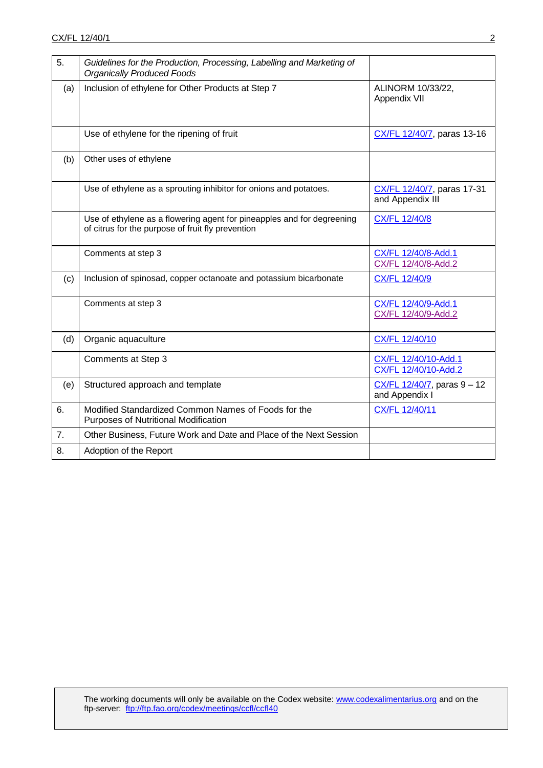| | | |
|---|---|---|
| 5. | *Guidelines for the Production, Processing, Labelling and Marketing of Organically Produced Foods* | |
| (a) | Inclusion of ethylene for Other Products at Step 7 | ALINORM 10/33/22, Appendix VII |
| | Use of ethylene for the ripening of fruit | CX/FL 12/40/7, paras 13-16 |
| (b) | Other uses of ethylene | |
| | Use of ethylene as a sprouting inhibitor for onions and potatoes. | CX/FL 12/40/7, paras 17-31 and Appendix III |
| | Use of ethylene as a flowering agent for pineapples and for degreening of citrus for the purpose of fruit fly prevention | CX/FL 12/40/8 |
| | Comments at step 3 | CX/FL 12/40/8-Add.1 CX/FL 12/40/8-Add.2 |
| (c) | Inclusion of spinosad, copper octanoate and potassium bicarbonate | CX/FL 12/40/9 |
| | Comments at step 3 | CX/FL 12/40/9-Add.1 CX/FL 12/40/9-Add.2 |
| (d) | Organic aquaculture | CX/FL 12/40/10 |
| | Comments at Step 3 | CX/FL 12/40/10-Add.1 CX/FL 12/40/10-Add.2 |
| (e) | Structured approach and template | CX/FL 12/40/7, paras 9 – 12 and Appendix I |
| 6. | Modified Standardized Common Names of Foods for the Purposes of Nutritional Modification | CX/FL 12/40/11 |
| 7. | Other Business, Future Work and Date and Place of the Next Session | |
| 8. | Adoption of the Report | |

The working documents will only be available on the Codex website: www.codexalimentarius.org and on the ftp-server: ftp://ftp.fao.org/codex/meetings/ccfl/ccfl40